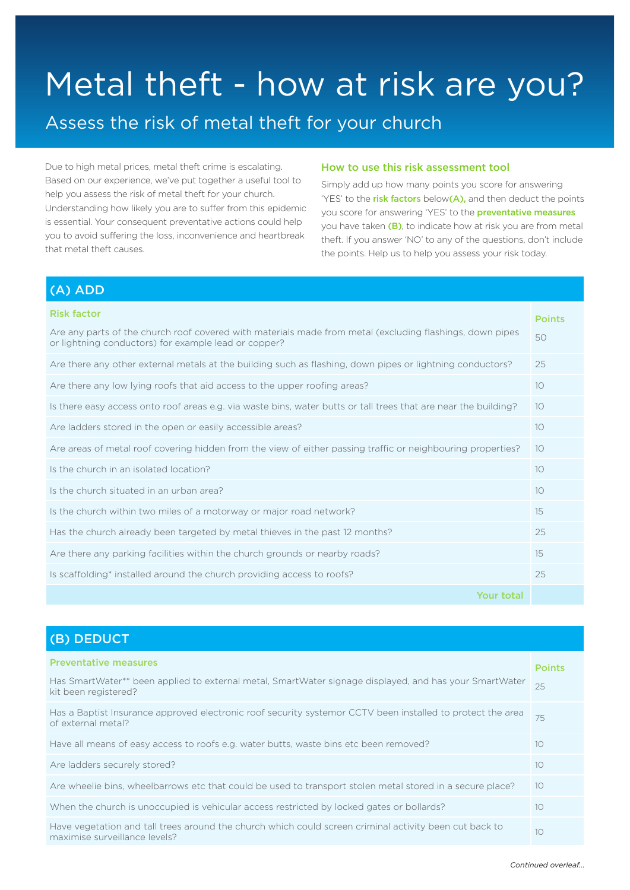# Metal theft - how at risk are you?

## Assess the risk of metal theft for your church

Due to high metal prices, metal theft crime is escalating. Based on our experience, we've put together a useful tool to help you assess the risk of metal theft for your church. Understanding how likely you are to suffer from this epidemic is essential. Your consequent preventative actions could help you to avoid suffering the loss, inconvenience and heartbreak that metal theft causes.

### How to use this risk assessment tool

Simply add up how many points you score for answering 'YES' to the **risk factors** below **(A),** and then deduct the points you score for answering 'YES' to the **preventative measures** you have taken **(B)**, to indicate how at risk you are from metal theft. If you answer 'NO' to any of the questions, don't include the points. Help us to help you assess your risk today.

### (A) ADD

| Risk factor | Points |
|---|---|
| Are any parts of the church roof covered with materials made from metal (excluding flashings, down pipes or lightning conductors) for example lead or copper? | 50 |
| Are there any other external metals at the building such as flashing, down pipes or lightning conductors? | 25 |
| Are there any low lying roofs that aid access to the upper roofing areas? | 10 |
| Is there easy access onto roof areas e.g. via waste bins, water butts or tall trees that are near the building? | 10 |
| Are ladders stored in the open or easily accessible areas? | 10 |
| Are areas of metal roof covering hidden from the view of either passing traffic or neighbouring properties? | 10 |
| Is the church in an isolated location? | 10 |
| Is the church situated in an urban area? | 10 |
| Is the church within two miles of a motorway or major road network? | 15 |
| Has the church already been targeted by metal thieves in the past 12 months? | 25 |
| Are there any parking facilities within the church grounds or nearby roads? | 15 |
| Is scaffolding* installed around the church providing access to roofs? | 25 |
| **Your total** | |

### (B) DEDUCT

| Preventative measures | Points |
|---|---|
| Has SmartWater** been applied to external metal, SmartWater signage displayed, and has your SmartWater kit been registered? | 25 |
| Has a Baptist Insurance approved electronic roof security systemor CCTV been installed to protect the area of external metal? | 75 |
| Have all means of easy access to roofs e.g. water butts, waste bins etc been removed? | 10 |
| Are ladders securely stored? | 10 |
| Are wheelie bins, wheelbarrows etc that could be used to transport stolen metal stored in a secure place? | 10 |
| When the church is unoccupied is vehicular access restricted by locked gates or bollards? | 10 |
| Have vegetation and tall trees around the church which could screen criminal activity been cut back to maximise surveillance levels? | 10 |

*Continued overleaf...*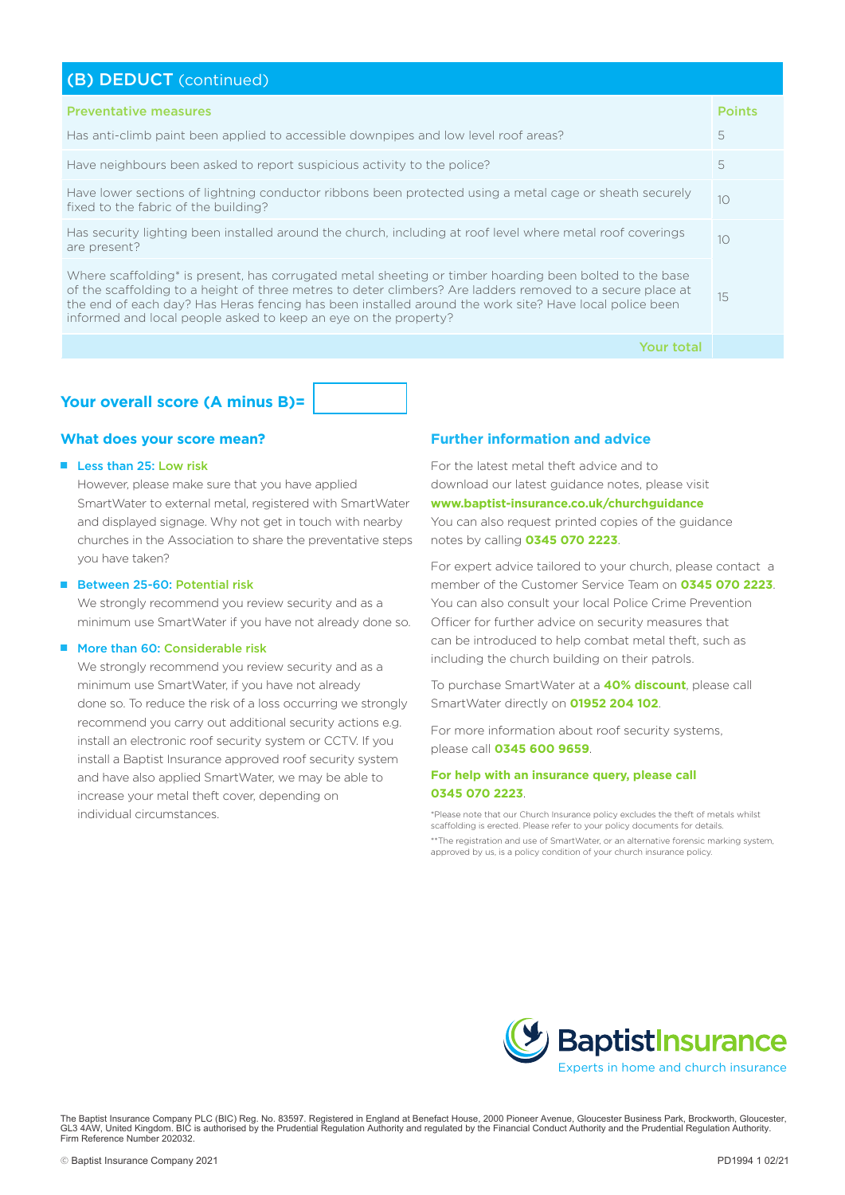## (B) DEDUCT (continued)

| Preventative measures | Points |
| --- | --- |
| Has anti-climb paint been applied to accessible downpipes and low level roof areas? | 5 |
| Have neighbours been asked to report suspicious activity to the police? | 5 |
| Have lower sections of lightning conductor ribbons been protected using a metal cage or sheath securely fixed to the fabric of the building? | 10 |
| Has security lighting been installed around the church, including at roof level where metal roof coverings are present? | 10 |
| Where scaffolding* is present, has corrugated metal sheeting or timber hoarding been bolted to the base of the scaffolding to a height of three metres to deter climbers? Are ladders removed to a secure place at the end of each day? Has Heras fencing has been installed around the work site? Have local police been informed and local people asked to keep an eye on the property? | 15 |
| Your total | |

**Your overall score (A minus B)=**

### What does your score mean?

- **Less than 25: Low risk**
  However, please make sure that you have applied SmartWater to external metal, registered with SmartWater and displayed signage. Why not get in touch with nearby churches in the Association to share the preventative steps you have taken?

- **Between 25-60: Potential risk**
  We strongly recommend you review security and as a minimum use SmartWater if you have not already done so.

- **More than 60: Considerable risk**
  We strongly recommend you review security and as a minimum use SmartWater, if you have not already done so. To reduce the risk of a loss occurring we strongly recommend you carry out additional security actions e.g. install an electronic roof security system or CCTV. If you install a Baptist Insurance approved roof security system and have also applied SmartWater, we may be able to increase your metal theft cover, depending on individual circumstances.

### Further information and advice

For the latest metal theft advice and to download our latest guidance notes, please visit **www.baptist-insurance.co.uk/churchguidance**
You can also request printed copies of the guidance notes by calling **0345 070 2223**.

For expert advice tailored to your church, please contact a member of the Customer Service Team on **0345 070 2223**. You can also consult your local Police Crime Prevention Officer for further advice on security measures that can be introduced to help combat metal theft, such as including the church building on their patrols.

To purchase SmartWater at a **40% discount**, please call SmartWater directly on **01952 204 102**.

For more information about roof security systems, please call **0345 600 9659**.

**For help with an insurance query, please call 0345 070 2223.**

*Please note that our Church Insurance policy excludes the theft of metals whilst scaffolding is erected. Please refer to your policy documents for details.

**The registration and use of SmartWater, or an alternative forensic marking system, approved by us, is a policy condition of your church insurance policy.

BaptistInsurance
Experts in home and church insurance

The Baptist Insurance Company PLC (BIC) Reg. No. 83597. Registered in England at Benefact House, 2000 Pioneer Avenue, Gloucester Business Park, Brockworth, Gloucester, GL3 4AW, United Kingdom. BIC is authorised by the Prudential Regulation Authority and regulated by the Financial Conduct Authority and the Prudential Regulation Authority. Firm Reference Number 202032.

© Baptist Insurance Company 2021

PD1994 1 02/21